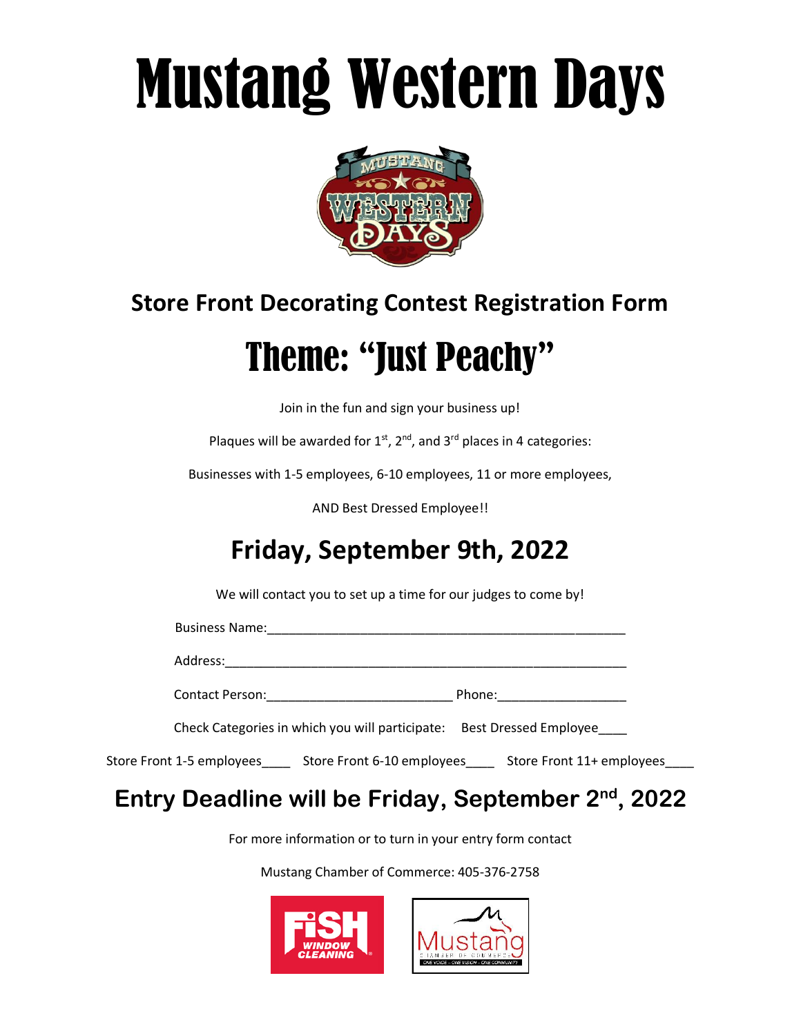# Mustang Western Days

## Store Front Decorating Contest Registration Form

# Theme: "Just Peachy"

Join in the fun and sign your business up!

Plaques will be awarded for 1st, 2nd, and 3rd places in 4 categories:

Businesses with 1-5 employees, 6-10 employees, 11 or more employees,

AND Best Dressed Employee!!

## Friday, September 9th, 2022

We will contact you to set up a time for our judges to come by!

Business Name:___________________________________________________

Address:_________________________________________________________

Contact Person:__________________________ Phone:_________________

Check Categories in which you will participate: Best Dressed Employee____

Store Front 1-5 employees____ Store Front 6-10 employees____ Store Front 11+ employees____

## Entry Deadline will be Friday, September 2nd, 2022

For more information or to turn in your entry form contact

Mustang Chamber of Commerce: 405-376-2758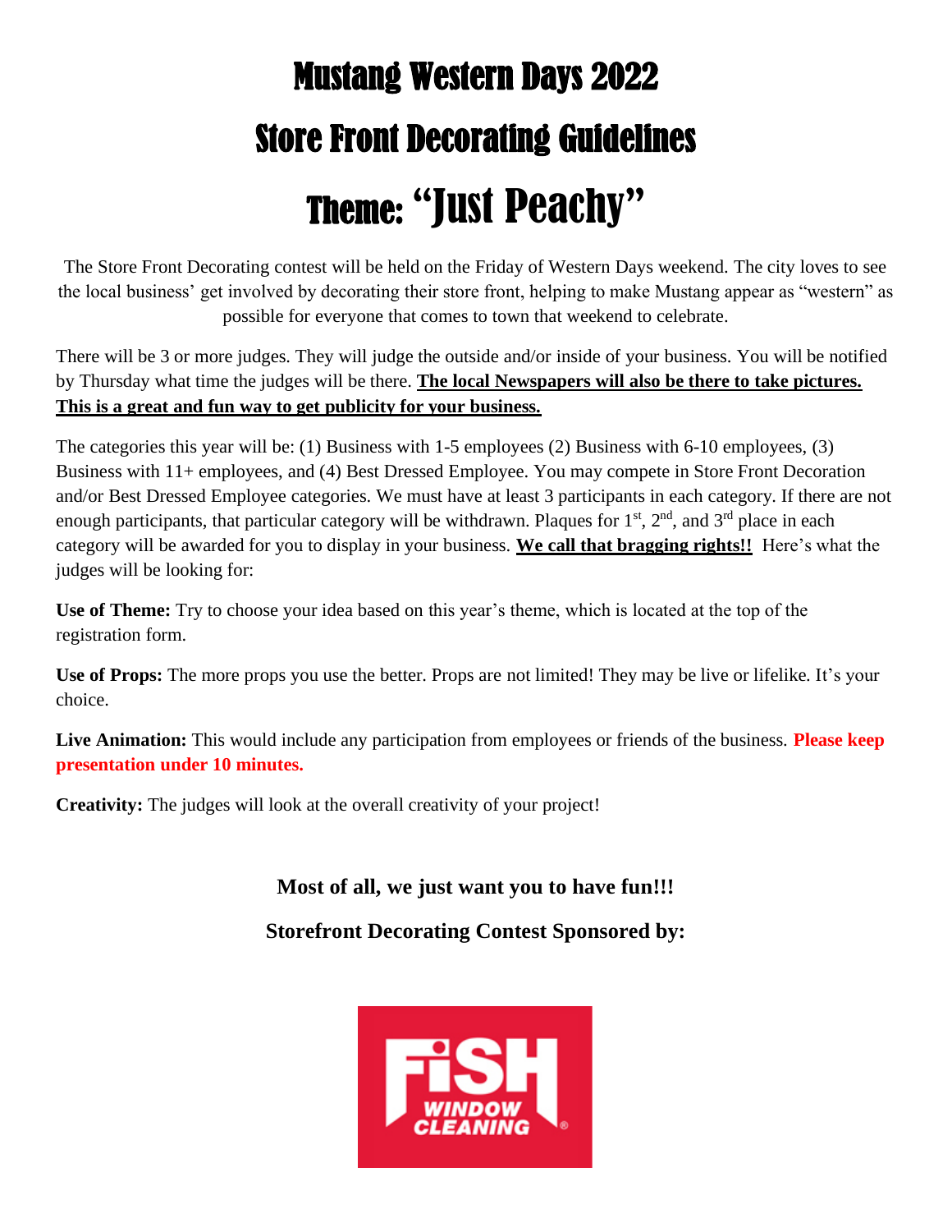# Mustang Western Days 2022

# Store Front Decorating Guidelines

# Theme: "Just Peachy"

The Store Front Decorating contest will be held on the Friday of Western Days weekend. The city loves to see the local business' get involved by decorating their store front, helping to make Mustang appear as "western" as possible for everyone that comes to town that weekend to celebrate.

There will be 3 or more judges. They will judge the outside and/or inside of your business. You will be notified by Thursday what time the judges will be there. **The local Newspapers will also be there to take pictures. This is a great and fun way to get publicity for your business.**

The categories this year will be: (1) Business with 1-5 employees (2) Business with 6-10 employees, (3) Business with 11+ employees, and (4) Best Dressed Employee. You may compete in Store Front Decoration and/or Best Dressed Employee categories. We must have at least 3 participants in each category. If there are not enough participants, that particular category will be withdrawn. Plaques for 1st, 2nd, and 3rd place in each category will be awarded for you to display in your business. **We call that bragging rights!!** Here's what the judges will be looking for:

**Use of Theme:** Try to choose your idea based on this year's theme, which is located at the top of the registration form.

**Use of Props:** The more props you use the better. Props are not limited! They may be live or lifelike. It's your choice.

**Live Animation:** This would include any participation from employees or friends of the business. **Please keep presentation under 10 minutes.**

**Creativity:** The judges will look at the overall creativity of your project!

**Most of all, we just want you to have fun!!!**

**Storefront Decorating Contest Sponsored by:**

FiSH WINDOW CLEANING®